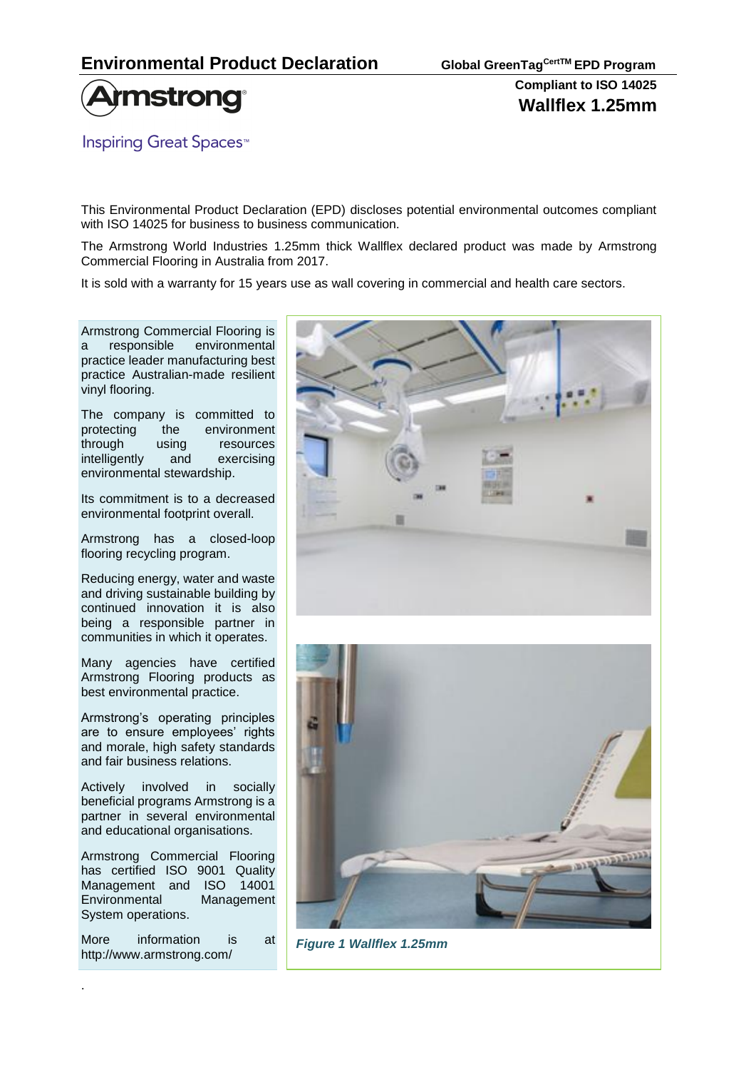# Environmental Product Declaration

**Global GreenTag[CertTM] EPD Program**

**Compliant to ISO 14025**

## Wallflex 1.25mm

Inspiring Great Spaces™

This Environmental Product Declaration (EPD) discloses potential environmental outcomes compliant with ISO 14025 for business to business communication.

The Armstrong World Industries 1.25mm thick Wallflex declared product was made by Armstrong Commercial Flooring in Australia from 2017.

It is sold with a warranty for 15 years use as wall covering in commercial and health care sectors.

Armstrong Commercial Flooring is a responsible environmental practice leader manufacturing best practice Australian-made resilient vinyl flooring.

The company is committed to protecting the environment through using resources intelligently and exercising environmental stewardship.

Its commitment is to a decreased environmental footprint overall.

Armstrong has a closed-loop flooring recycling program.

Reducing energy, water and waste and driving sustainable building by continued innovation it is also being a responsible partner in communities in which it operates.

Many agencies have certified Armstrong Flooring products as best environmental practice.

Armstrong's operating principles are to ensure employees' rights and morale, high safety standards and fair business relations.

Actively involved in socially beneficial programs Armstrong is a partner in several environmental and educational organisations.

Armstrong Commercial Flooring has certified ISO 9001 Quality Management and ISO 14001 Environmental Management System operations.

More information is at http://www.armstrong.com/

*Figure 1 Wallflex 1.25mm*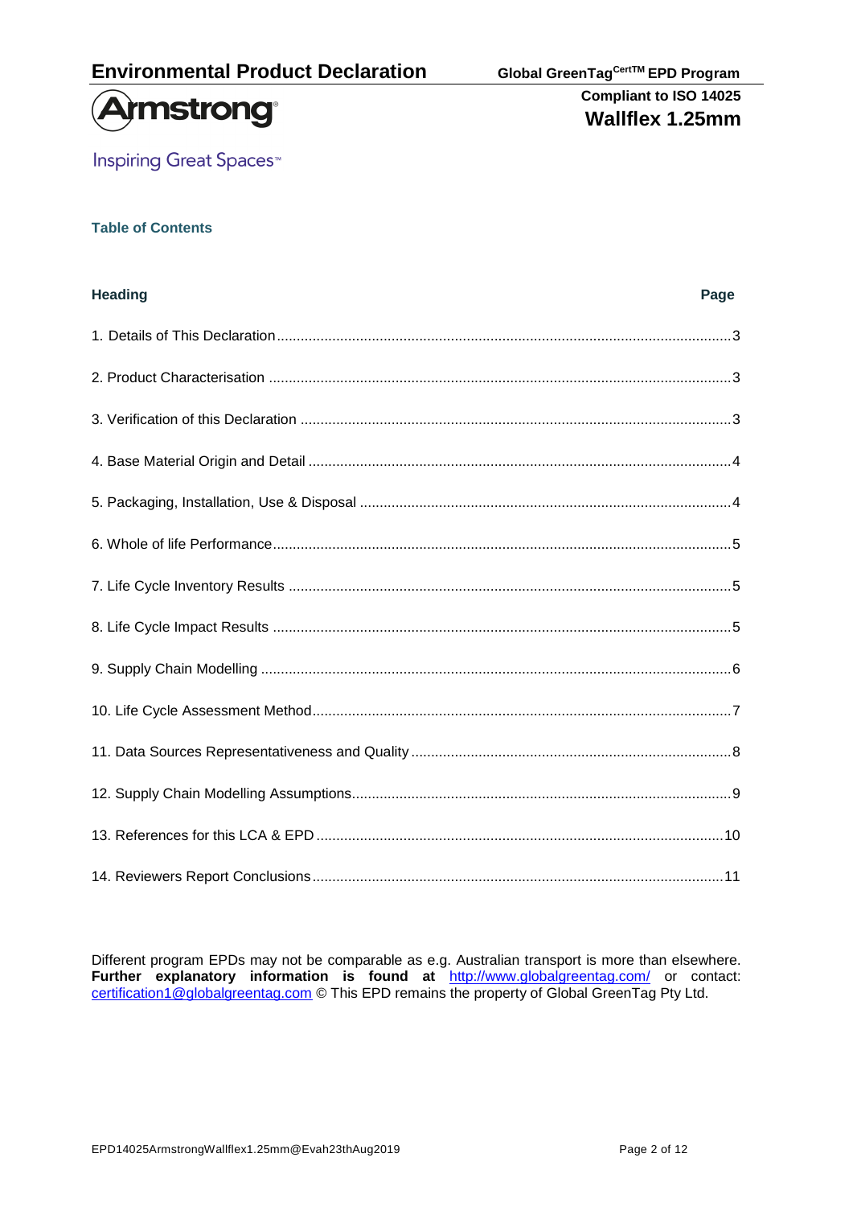**Table of Contents**

| Heading | Page |
|---|---|
| 1. Details of This Declaration | 3 |
| 2. Product Characterisation | 3 |
| 3. Verification of this Declaration | 3 |
| 4. Base Material Origin and Detail | 4 |
| 5. Packaging, Installation, Use & Disposal | 4 |
| 6. Whole of life Performance | 5 |
| 7. Life Cycle Inventory Results | 5 |
| 8. Life Cycle Impact Results | 5 |
| 9. Supply Chain Modelling | 6 |
| 10. Life Cycle Assessment Method | 7 |
| 11. Data Sources Representativeness and Quality | 8 |
| 12. Supply Chain Modelling Assumptions | 9 |
| 13. References for this LCA & EPD | 10 |
| 14. Reviewers Report Conclusions | 11 |

Different program EPDs may not be comparable as e.g. Australian transport is more than elsewhere. **Further explanatory information is found at** http://www.globalgreentag.com/ or contact: certification1@globalgreentag.com © This EPD remains the property of Global GreenTag Pty Ltd.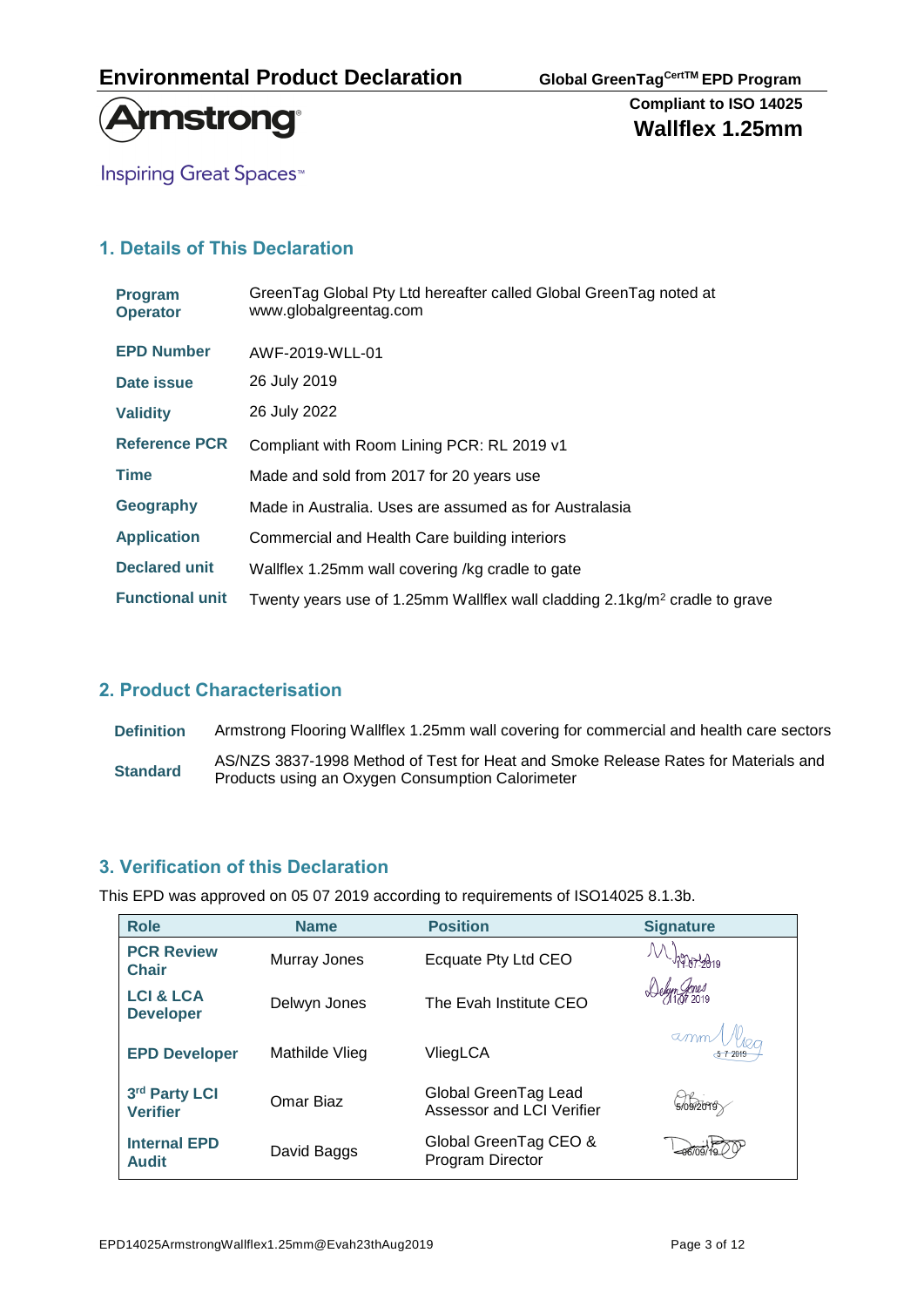# Environmental Product Declaration

**Global GreenTag[CertTM] EPD Program**

**Compliant to ISO 14025**

**Wallflex 1.25mm**

Armstrong

Inspiring Great Spaces™

## 1. Details of This Declaration

| | |
|---|---|
| **Program Operator** | GreenTag Global Pty Ltd hereafter called Global GreenTag noted at www.globalgreentag.com |
| **EPD Number** | AWF-2019-WLL-01 |
| **Date issue** | 26 July 2019 |
| **Validity** | 26 July 2022 |
| **Reference PCR** | Compliant with Room Lining PCR: RL 2019 v1 |
| **Time** | Made and sold from 2017 for 20 years use |
| **Geography** | Made in Australia. Uses are assumed as for Australasia |
| **Application** | Commercial and Health Care building interiors |
| **Declared unit** | Wallflex 1.25mm wall covering /kg cradle to gate |
| **Functional unit** | Twenty years use of 1.25mm Wallflex wall cladding 2.1kg/m$^2$ cradle to grave |

## 2. Product Characterisation

| | |
|---|---|
| **Definition** | Armstrong Flooring Wallflex 1.25mm wall covering for commercial and health care sectors |
| **Standard** | AS/NZS 3837-1998 Method of Test for Heat and Smoke Release Rates for Materials and Products using an Oxygen Consumption Calorimeter |

## 3. Verification of this Declaration

This EPD was approved on 05 07 2019 according to requirements of ISO14025 8.1.3b.

| Role | Name | Position | Signature |
|---|---|---|---|
| **PCR Review Chair** | Murray Jones | Ecquate Pty Ltd CEO | 11-07-2019 |
| **LCI & LCA Developer** | Delwyn Jones | The Evah Institute CEO | 11/07 2019 |
| **EPD Developer** | Mathilde Vlieg | VliegLCA | 5-7-2019 |
| **3rd Party LCI Verifier** | Omar Biaz | Global GreenTag Lead Assessor and LCI Verifier | 5/09/2019 |
| **Internal EPD Audit** | David Baggs | Global GreenTag CEO & Program Director | 06/09/19 |

EPD14025ArmstrongWallflex1.25mm@Evah23thAug2019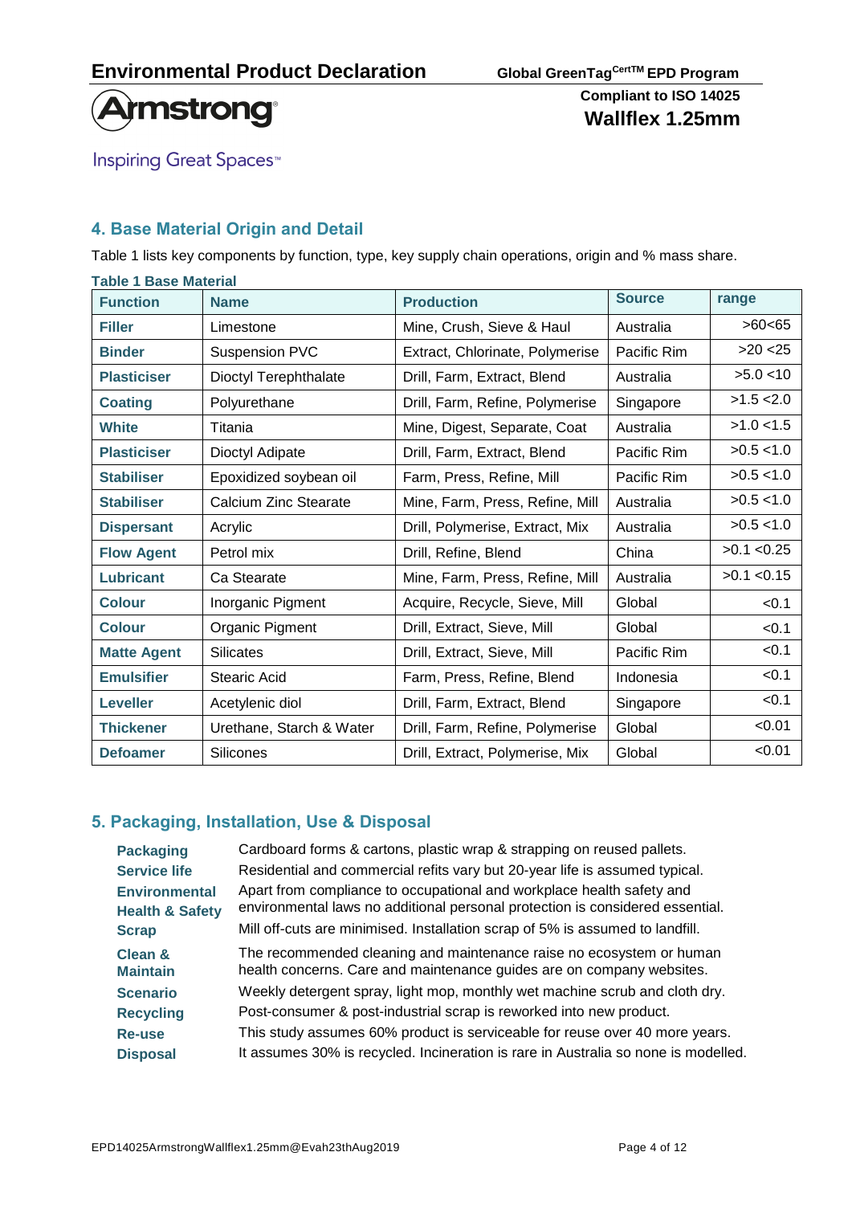## 4. Base Material Origin and Detail

Table 1 lists key components by function, type, key supply chain operations, origin and % mass share.

**Table 1 Base Material**

| Function | Name | Production | Source | range |
|---|---|---|---|---|
| **Filler** | Limestone | Mine, Crush, Sieve & Haul | Australia | >60<65 |
| **Binder** | Suspension PVC | Extract, Chlorinate, Polymerise | Pacific Rim | >20 <25 |
| **Plasticiser** | Dioctyl Terephthalate | Drill, Farm, Extract, Blend | Australia | >5.0 <10 |
| **Coating** | Polyurethane | Drill, Farm, Refine, Polymerise | Singapore | >1.5 <2.0 |
| **White** | Titania | Mine, Digest, Separate, Coat | Australia | >1.0 <1.5 |
| **Plasticiser** | Dioctyl Adipate | Drill, Farm, Extract, Blend | Pacific Rim | >0.5 <1.0 |
| **Stabiliser** | Epoxidized soybean oil | Farm, Press, Refine, Mill | Pacific Rim | >0.5 <1.0 |
| **Stabiliser** | Calcium Zinc Stearate | Mine, Farm, Press, Refine, Mill | Australia | >0.5 <1.0 |
| **Dispersant** | Acrylic | Drill, Polymerise, Extract, Mix | Australia | >0.5 <1.0 |
| **Flow Agent** | Petrol mix | Drill, Refine, Blend | China | >0.1 <0.25 |
| **Lubricant** | Ca Stearate | Mine, Farm, Press, Refine, Mill | Australia | >0.1 <0.15 |
| **Colour** | Inorganic Pigment | Acquire, Recycle, Sieve, Mill | Global | <0.1 |
| **Colour** | Organic Pigment | Drill, Extract, Sieve, Mill | Global | <0.1 |
| **Matte Agent** | Silicates | Drill, Extract, Sieve, Mill | Pacific Rim | <0.1 |
| **Emulsifier** | Stearic Acid | Farm, Press, Refine, Blend | Indonesia | <0.1 |
| **Leveller** | Acetylenic diol | Drill, Farm, Extract, Blend | Singapore | <0.1 |
| **Thickener** | Urethane, Starch & Water | Drill, Farm, Refine, Polymerise | Global | <0.01 |
| **Defoamer** | Silicones | Drill, Extract, Polymerise, Mix | Global | <0.01 |

## 5. Packaging, Installation, Use & Disposal

**Packaging** Cardboard forms & cartons, plastic wrap & strapping on reused pallets.

**Service life** Residential and commercial refits vary but 20-year life is assumed typical.

**Environmental Health & Safety** Apart from compliance to occupational and workplace health safety and environmental laws no additional personal protection is considered essential.

**Scrap** Mill off-cuts are minimised. Installation scrap of 5% is assumed to landfill.

**Clean & Maintain** The recommended cleaning and maintenance raise no ecosystem or human health concerns. Care and maintenance guides are on company websites.

**Scenario** Weekly detergent spray, light mop, monthly wet machine scrub and cloth dry.

**Recycling** Post-consumer & post-industrial scrap is reworked into new product.

**Re-use** This study assumes 60% product is serviceable for reuse over 40 more years.

**Disposal** It assumes 30% is recycled. Incineration is rare in Australia so none is modelled.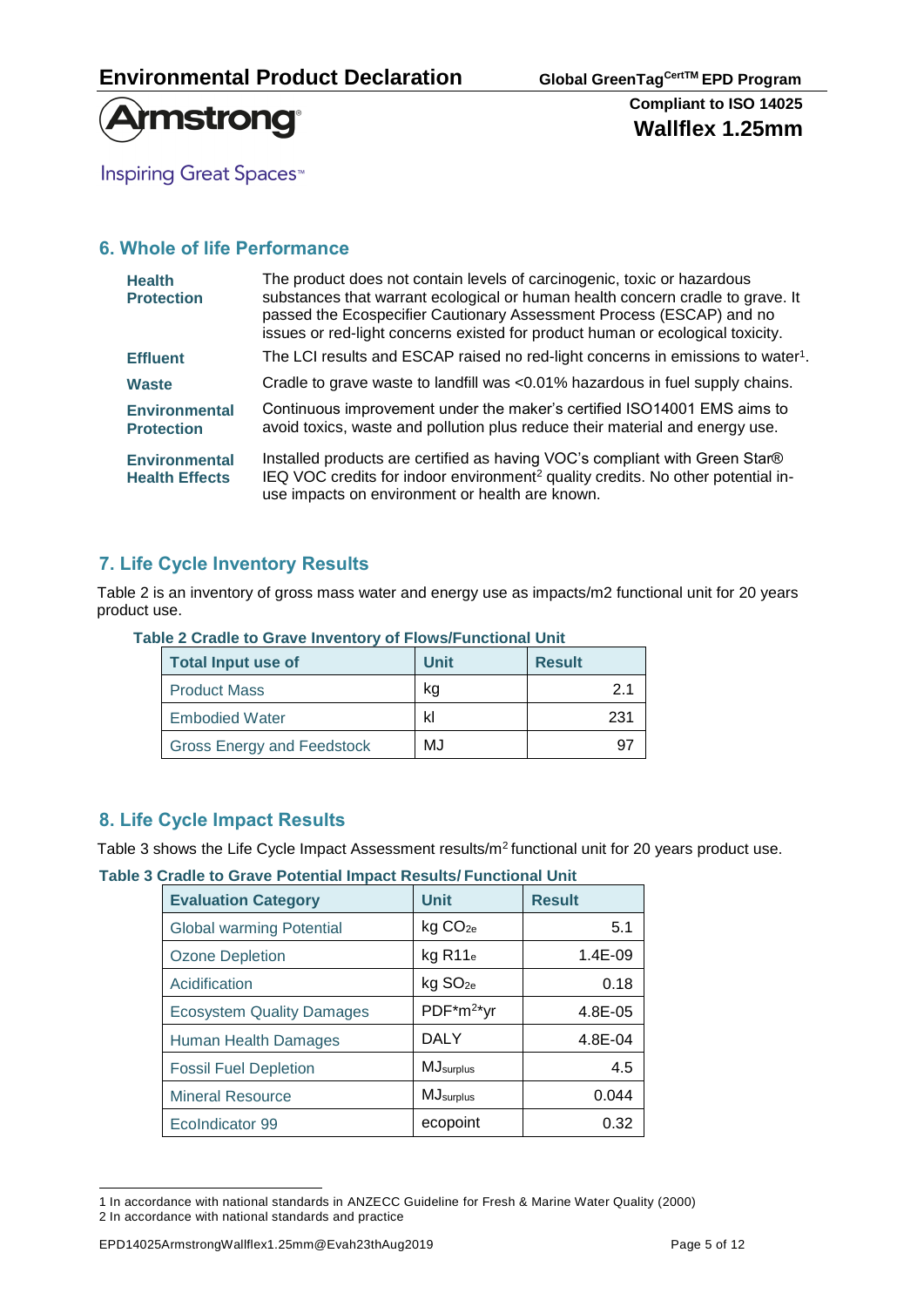## 6. Whole of life Performance

| | |
|---|---|
| **Health Protection** | The product does not contain levels of carcinogenic, toxic or hazardous substances that warrant ecological or human health concern cradle to grave. It passed the Ecospecifier Cautionary Assessment Process (ESCAP) and no issues or red-light concerns existed for product human or ecological toxicity. |
| **Effluent** | The LCI results and ESCAP raised no red-light concerns in emissions to water[1]. |
| **Waste** | Cradle to grave waste to landfill was <0.01% hazardous in fuel supply chains. |
| **Environmental Protection** | Continuous improvement under the maker's certified ISO14001 EMS aims to avoid toxics, waste and pollution plus reduce their material and energy use. |
| **Environmental Health Effects** | Installed products are certified as having VOC's compliant with Green Star® IEQ VOC credits for indoor environment[2] quality credits. No other potential in-use impacts on environment or health are known. |

## 7. Life Cycle Inventory Results

Table 2 is an inventory of gross mass water and energy use as impacts/m2 functional unit for 20 years product use.

**Table 2 Cradle to Grave Inventory of Flows/Functional Unit**

| Total Input use of | Unit | Result |
|---|---|---|
| Product Mass | kg | 2.1 |
| Embodied Water | kl | 231 |
| Gross Energy and Feedstock | MJ | 97 |

## 8. Life Cycle Impact Results

Table 3 shows the Life Cycle Impact Assessment results/$m^2$ functional unit for 20 years product use.

**Table 3 Cradle to Grave Potential Impact Results/ Functional Unit**

| Evaluation Category | Unit | Result |
|---|---|---|
| Global warming Potential | kg $CO_{2e}$ | 5.1 |
| Ozone Depletion | kg $R11_e$ | 1.4E-09 |
| Acidification | kg $SO_{2e}$ | 0.18 |
| Ecosystem Quality Damages | PDF*$m^2$*yr | 4.8E-05 |
| Human Health Damages | DALY | 4.8E-04 |
| Fossil Fuel Depletion | $MJ_{surplus}$ | 4.5 |
| Mineral Resource | $MJ_{surplus}$ | 0.044 |
| EcoIndicator 99 | ecopoint | 0.32 |

1 In accordance with national standards in ANZECC Guideline for Fresh & Marine Water Quality (2000)
2 In accordance with national standards and practice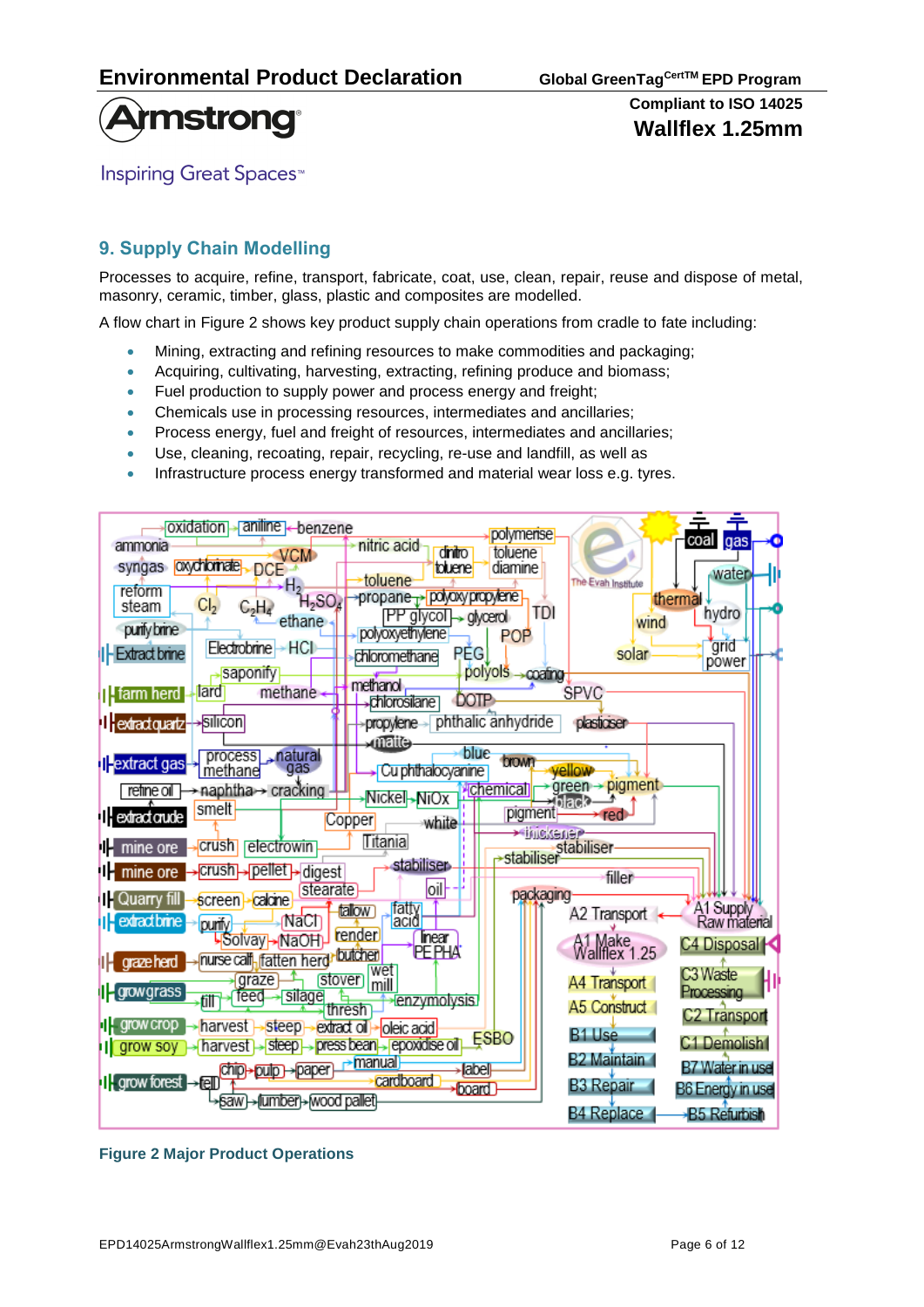## 9. Supply Chain Modelling

Processes to acquire, refine, transport, fabricate, coat, use, clean, repair, reuse and dispose of metal, masonry, ceramic, timber, glass, plastic and composites are modelled.

A flow chart in Figure 2 shows key product supply chain operations from cradle to fate including:

- Mining, extracting and refining resources to make commodities and packaging;
- Acquiring, cultivating, harvesting, extracting, refining produce and biomass;
- Fuel production to supply power and process energy and freight;
- Chemicals use in processing resources, intermediates and ancillaries;
- Process energy, fuel and freight of resources, intermediates and ancillaries;
- Use, cleaning, recoating, repair, recycling, re-use and landfill, as well as
- Infrastructure process energy transformed and material wear loss e.g. tyres.

**Figure 2 Major Product Operations**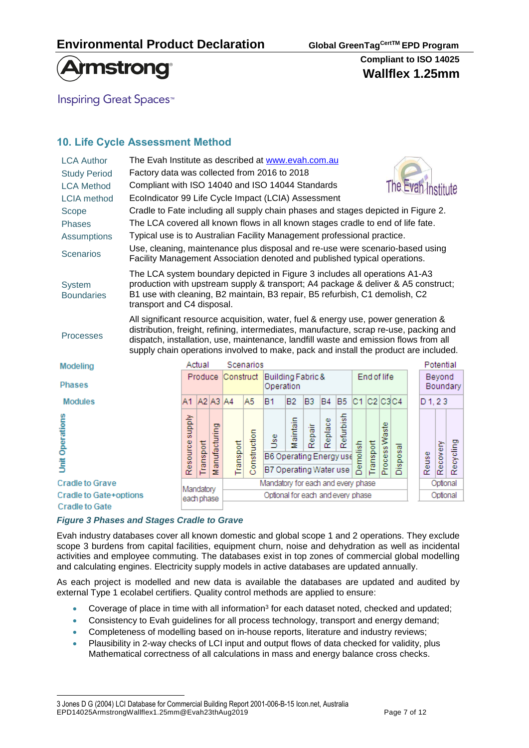## 10. Life Cycle Assessment Method

| | |
|---|---|
| LCA Author | The Evah Institute as described at www.evah.com.au |
| Study Period | Factory data was collected from 2016 to 2018 |
| LCA Method | Compliant with ISO 14040 and ISO 14044 Standards |
| LCIA method | EcoIndicator 99 Life Cycle Impact (LCIA) Assessment |
| Scope | Cradle to Fate including all supply chain phases and stages depicted in Figure 2. |
| Phases | The LCA covered all known flows in all known stages cradle to end of life fate. |
| Assumptions | Typical use is to Australian Facility Management professional practice. |
| Scenarios | Use, cleaning, maintenance plus disposal and re-use were scenario-based using Facility Management Association denoted and published typical operations. |
| System Boundaries | The LCA system boundary depicted in Figure 3 includes all operations A1-A3 production with upstream supply & transport; A4 package & deliver & A5 construct; B1 use with cleaning, B2 maintain, B3 repair, B5 refurbish, C1 demolish, C2 transport and C4 disposal. |
| Processes | All significant resource acquisition, water, fuel & energy use, power generation & distribution, freight, refining, intermediates, manufacture, scrap re-use, packing and dispatch, installation, use, maintenance, landfill waste and emission flows from all supply chain operations involved to make, pack and install the product are included. |

| Modeling | Actual | | | Scenarios | | | | | | | | | | | | Potential | | |
|---|---|---|---|---|---|---|---|---|---|---|---|---|---|---|---|---|---|---|
| Phases | Produce | | | Construct | | Building Fabric & Operation | | | | | End of life | | | | | Beyond Boundary | | |
| Modules | A1 | A2 | A3 | A4 | A5 | B1 | B2 | B3 | B4 | B5 | C1 | C2 | C3 | C4 | | D 1, 2 3 | | |
| Unit Operations | Resource supply | Transport | Manufacturing | Transport | Construction | Use | Maintain | Repair | Replace | Refurbish | Demolish | Transport | Process Waste | Disposal | | Reuse | Recovery | Recycling |
| | | | | | | B6 Operating Energy use | | | | | | | | | | | | |
| | | | | | | B7 Operating Water use | | | | | | | | | | | | |
| Cradle to Grave | Mandatory each phase | | | Mandatory for each and every phase | | | | | | | | | | | | Optional | | |
| Cradle to Gate+options | | | | Optional for each and every phase | | | | | | | | | | | | Optional | | |
| Cradle to Gate | | | | | | | | | | | | | | | | | | |

*Figure 3 Phases and Stages Cradle to Grave*

Evah industry databases cover all known domestic and global scope 1 and 2 operations. They exclude scope 3 burdens from capital facilities, equipment churn, noise and dehydration as well as incidental activities and employee commuting. The databases exist in top zones of commercial global modelling and calculating engines. Electricity supply models in active databases are updated annually.

As each project is modelled and new data is available the databases are updated and audited by external Type 1 ecolabel certifiers. Quality control methods are applied to ensure:

- Coverage of place in time with all information[3] for each dataset noted, checked and updated;
- Consistency to Evah guidelines for all process technology, transport and energy demand;
- Completeness of modelling based on in-house reports, literature and industry reviews;
- Plausibility in 2-way checks of LCI input and output flows of data checked for validity, plus Mathematical correctness of all calculations in mass and energy balance cross checks.

3 Jones D G (2004) LCI Database for Commercial Building Report 2001-006-B-15 Icon.net, Australia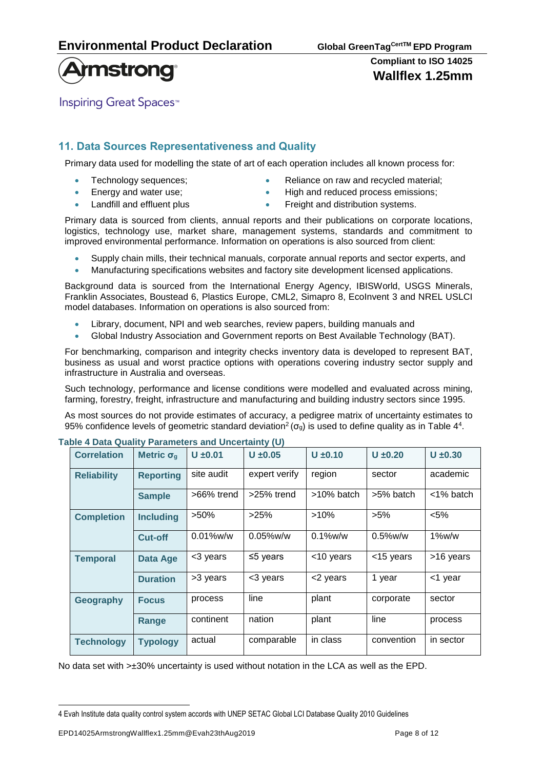## 11. Data Sources Representativeness and Quality

Primary data used for modelling the state of art of each operation includes all known process for:

- Technology sequences;
- Energy and water use;
- Landfill and effluent plus
- Reliance on raw and recycled material;
- High and reduced process emissions;
- Freight and distribution systems.

Primary data is sourced from clients, annual reports and their publications on corporate locations, logistics, technology use, market share, management systems, standards and commitment to improved environmental performance. Information on operations is also sourced from client:

- Supply chain mills, their technical manuals, corporate annual reports and sector experts, and
- Manufacturing specifications websites and factory site development licensed applications.

Background data is sourced from the International Energy Agency, IBISWorld, USGS Minerals, Franklin Associates, Boustead 6, Plastics Europe, CML2, Simapro 8, EcoInvent 3 and NREL USLCI model databases. Information on operations is also sourced from:

- Library, document, NPI and web searches, review papers, building manuals and
- Global Industry Association and Government reports on Best Available Technology (BAT).

For benchmarking, comparison and integrity checks inventory data is developed to represent BAT, business as usual and worst practice options with operations covering industry sector supply and infrastructure in Australia and overseas.

Such technology, performance and license conditions were modelled and evaluated across mining, farming, forestry, freight, infrastructure and manufacturing and building industry sectors since 1995.

As most sources do not provide estimates of accuracy, a pedigree matrix of uncertainty estimates to 95% confidence levels of geometric standard deviation[2] ($\sigma_g$) is used to define quality as in Table 4[4].

**Table 4 Data Quality Parameters and Uncertainty (U)**

| Correlation | Metric $\sigma_g$ | U ±0.01 | U ±0.05 | U ±0.10 | U ±0.20 | U ±0.30 |
|---|---|---|---|---|---|---|
| **Reliability** | **Reporting** | site audit | expert verify | region | sector | academic |
| | **Sample** | >66% trend | >25% trend | >10% batch | >5% batch | <1% batch |
| **Completion** | **Including** | >50% | >25% | >10% | >5% | <5% |
| | **Cut-off** | 0.01%w/w | 0.05%w/w | 0.1%w/w | 0.5%w/w | 1%w/w |
| **Temporal** | **Data Age** | <3 years | ≤5 years | <10 years | <15 years | >16 years |
| | **Duration** | >3 years | <3 years | <2 years | 1 year | <1 year |
| **Geography** | **Focus** | process | line | plant | corporate | sector |
| | **Range** | continent | nation | plant | line | process |
| **Technology** | **Typology** | actual | comparable | in class | convention | in sector |

No data set with >±30% uncertainty is used without notation in the LCA as well as the EPD.

[4] Evah Institute data quality control system accords with UNEP SETAC Global LCI Database Quality 2010 Guidelines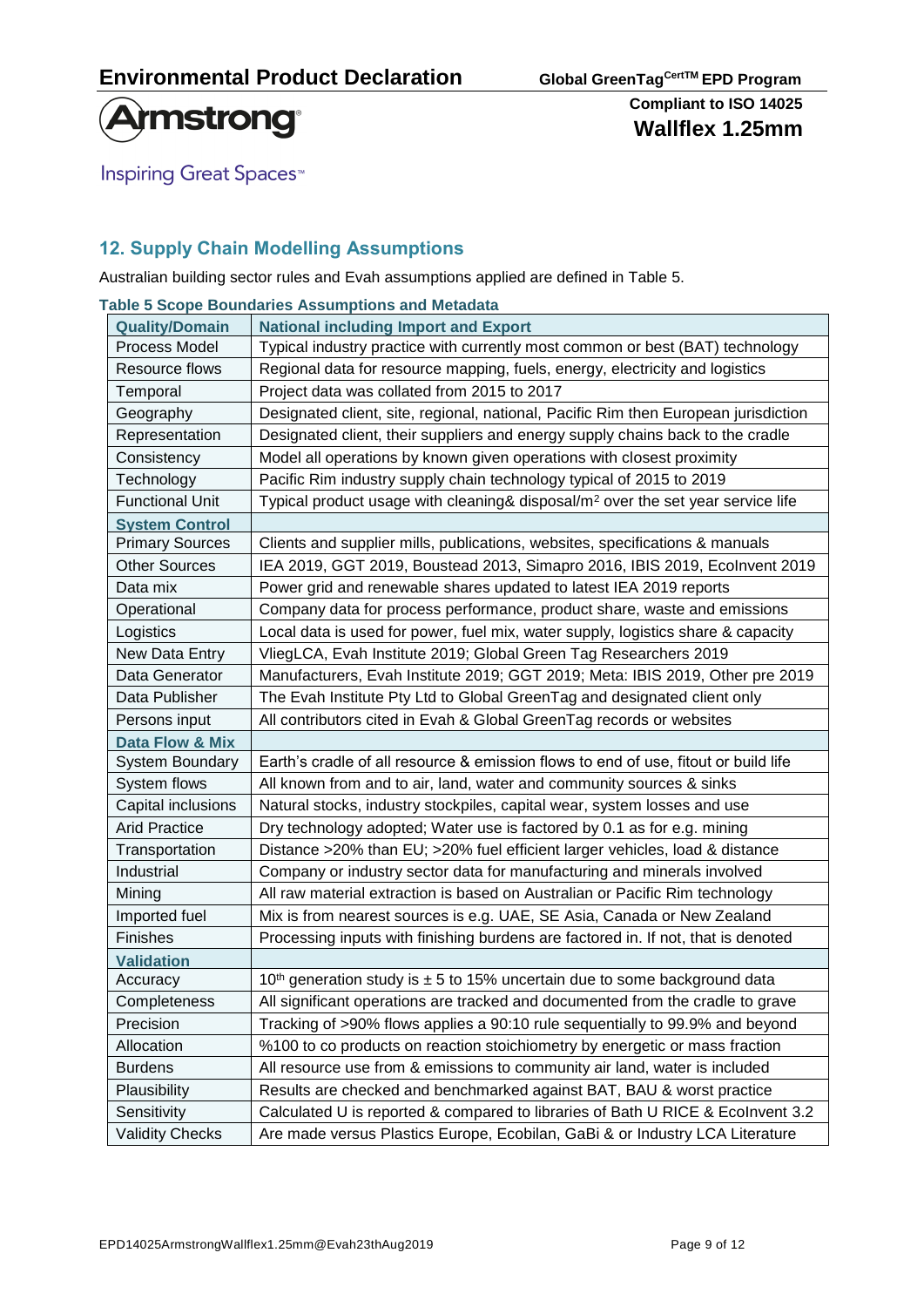## 12. Supply Chain Modelling Assumptions

Australian building sector rules and Evah assumptions applied are defined in Table 5.

**Table 5 Scope Boundaries Assumptions and Metadata**

| Quality/Domain | National including Import and Export |
|---|---|
| Process Model | Typical industry practice with currently most common or best (BAT) technology |
| Resource flows | Regional data for resource mapping, fuels, energy, electricity and logistics |
| Temporal | Project data was collated from 2015 to 2017 |
| Geography | Designated client, site, regional, national, Pacific Rim then European jurisdiction |
| Representation | Designated client, their suppliers and energy supply chains back to the cradle |
| Consistency | Model all operations by known given operations with closest proximity |
| Technology | Pacific Rim industry supply chain technology typical of 2015 to 2019 |
| Functional Unit | Typical product usage with cleaning& disposal/m$^2$ over the set year service life |
| **System Control** | |
| Primary Sources | Clients and supplier mills, publications, websites, specifications & manuals |
| Other Sources | IEA 2019, GGT 2019, Boustead 2013, Simapro 2016, IBIS 2019, EcoInvent 2019 |
| Data mix | Power grid and renewable shares updated to latest IEA 2019 reports |
| Operational | Company data for process performance, product share, waste and emissions |
| Logistics | Local data is used for power, fuel mix, water supply, logistics share & capacity |
| New Data Entry | VliegLCA, Evah Institute 2019; Global Green Tag Researchers 2019 |
| Data Generator | Manufacturers, Evah Institute 2019; GGT 2019; Meta: IBIS 2019, Other pre 2019 |
| Data Publisher | The Evah Institute Pty Ltd to Global GreenTag and designated client only |
| Persons input | All contributors cited in Evah & Global GreenTag records or websites |
| **Data Flow & Mix** | |
| System Boundary | Earth's cradle of all resource & emission flows to end of use, fitout or build life |
| System flows | All known from and to air, land, water and community sources & sinks |
| Capital inclusions | Natural stocks, industry stockpiles, capital wear, system losses and use |
| Arid Practice | Dry technology adopted; Water use is factored by 0.1 as for e.g. mining |
| Transportation | Distance >20% than EU; >20% fuel efficient larger vehicles, load & distance |
| Industrial | Company or industry sector data for manufacturing and minerals involved |
| Mining | All raw material extraction is based on Australian or Pacific Rim technology |
| Imported fuel | Mix is from nearest sources is e.g. UAE, SE Asia, Canada or New Zealand |
| Finishes | Processing inputs with finishing burdens are factored in. If not, that is denoted |
| **Validation** | |
| Accuracy | 10th generation study is ± 5 to 15% uncertain due to some background data |
| Completeness | All significant operations are tracked and documented from the cradle to grave |
| Precision | Tracking of >90% flows applies a 90:10 rule sequentially to 99.9% and beyond |
| Allocation | %100 to co products on reaction stoichiometry by energetic or mass fraction |
| Burdens | All resource use from & emissions to community air land, water is included |
| Plausibility | Results are checked and benchmarked against BAT, BAU & worst practice |
| Sensitivity | Calculated U is reported & compared to libraries of Bath U RICE & EcoInvent 3.2 |
| Validity Checks | Are made versus Plastics Europe, Ecobilan, GaBi & or Industry LCA Literature |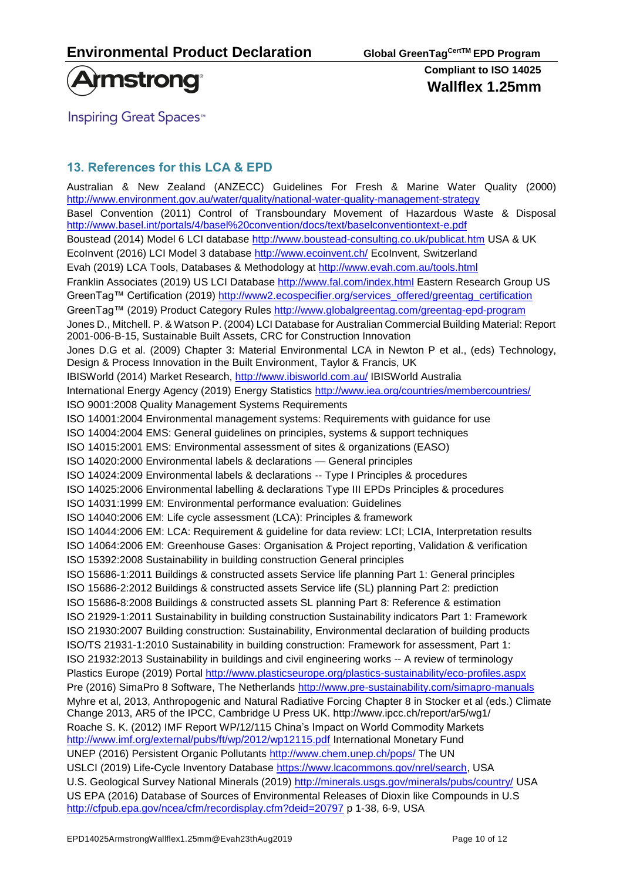## 13. References for this LCA & EPD

Australian & New Zealand (ANZECC) Guidelines For Fresh & Marine Water Quality (2000) http://www.environment.gov.au/water/quality/national-water-quality-management-strategy

Basel Convention (2011) Control of Transboundary Movement of Hazardous Waste & Disposal http://www.basel.int/portals/4/basel%20convention/docs/text/baselconventiontext-e.pdf

Boustead (2014) Model 6 LCI database http://www.boustead-consulting.co.uk/publicat.htm USA & UK

EcoInvent (2016) LCI Model 3 database http://www.ecoinvent.ch/ EcoInvent, Switzerland

Evah (2019) LCA Tools, Databases & Methodology at http://www.evah.com.au/tools.html

Franklin Associates (2019) US LCI Database http://www.fal.com/index.html Eastern Research Group US

GreenTag™ Certification (2019) http://www2.ecospecifier.org/services_offered/greentag_certification

GreenTag™ (2019) Product Category Rules http://www.globalgreentag.com/greentag-epd-program

Jones D., Mitchell. P. & Watson P. (2004) LCI Database for Australian Commercial Building Material: Report 2001-006-B-15, Sustainable Built Assets, CRC for Construction Innovation

Jones D.G et al. (2009) Chapter 3: Material Environmental LCA in Newton P et al., (eds) Technology, Design & Process Innovation in the Built Environment, Taylor & Francis, UK

IBISWorld (2014) Market Research, http://www.ibisworld.com.au/ IBISWorld Australia

International Energy Agency (2019) Energy Statistics http://www.iea.org/countries/membercountries/

ISO 9001:2008 Quality Management Systems Requirements

ISO 14001:2004 Environmental management systems: Requirements with guidance for use

ISO 14004:2004 EMS: General guidelines on principles, systems & support techniques

ISO 14015:2001 EMS: Environmental assessment of sites & organizations (EASO)

ISO 14020:2000 Environmental labels & declarations — General principles

ISO 14024:2009 Environmental labels & declarations -- Type I Principles & procedures

ISO 14025:2006 Environmental labelling & declarations Type III EPDs Principles & procedures

ISO 14031:1999 EM: Environmental performance evaluation: Guidelines

ISO 14040:2006 EM: Life cycle assessment (LCA): Principles & framework

ISO 14044:2006 EM: LCA: Requirement & guideline for data review: LCI; LCIA, Interpretation results

ISO 14064:2006 EM: Greenhouse Gases: Organisation & Project reporting, Validation & verification

ISO 15392:2008 Sustainability in building construction General principles

ISO 15686-1:2011 Buildings & constructed assets Service life planning Part 1: General principles

ISO 15686-2:2012 Buildings & constructed assets Service life (SL) planning Part 2: prediction

ISO 15686-8:2008 Buildings & constructed assets SL planning Part 8: Reference & estimation

ISO 21929-1:2011 Sustainability in building construction Sustainability indicators Part 1: Framework

ISO 21930:2007 Building construction: Sustainability, Environmental declaration of building products

ISO/TS 21931-1:2010 Sustainability in building construction: Framework for assessment, Part 1:

ISO 21932:2013 Sustainability in buildings and civil engineering works -- A review of terminology

Plastics Europe (2019) Portal http://www.plasticseurope.org/plastics-sustainability/eco-profiles.aspx

Pre (2016) SimaPro 8 Software, The Netherlands http://www.pre-sustainability.com/simapro-manuals

Myhre et al, 2013, Anthropogenic and Natural Radiative Forcing Chapter 8 in Stocker et al (eds.) Climate Change 2013, AR5 of the IPCC, Cambridge U Press UK. http://www.ipcc.ch/report/ar5/wg1/

Roache S. K. (2012) IMF Report WP/12/115 China's Impact on World Commodity Markets http://www.imf.org/external/pubs/ft/wp/2012/wp12115.pdf International Monetary Fund

UNEP (2016) Persistent Organic Pollutants http://www.chem.unep.ch/pops/ The UN

USLCI (2019) Life-Cycle Inventory Database https://www.lcacommons.gov/nrel/search, USA

U.S. Geological Survey National Minerals (2019) http://minerals.usgs.gov/minerals/pubs/country/ USA

US EPA (2016) Database of Sources of Environmental Releases of Dioxin like Compounds in U.S http://cfpub.epa.gov/ncea/cfm/recordisplay.cfm?deid=20797 p 1-38, 6-9, USA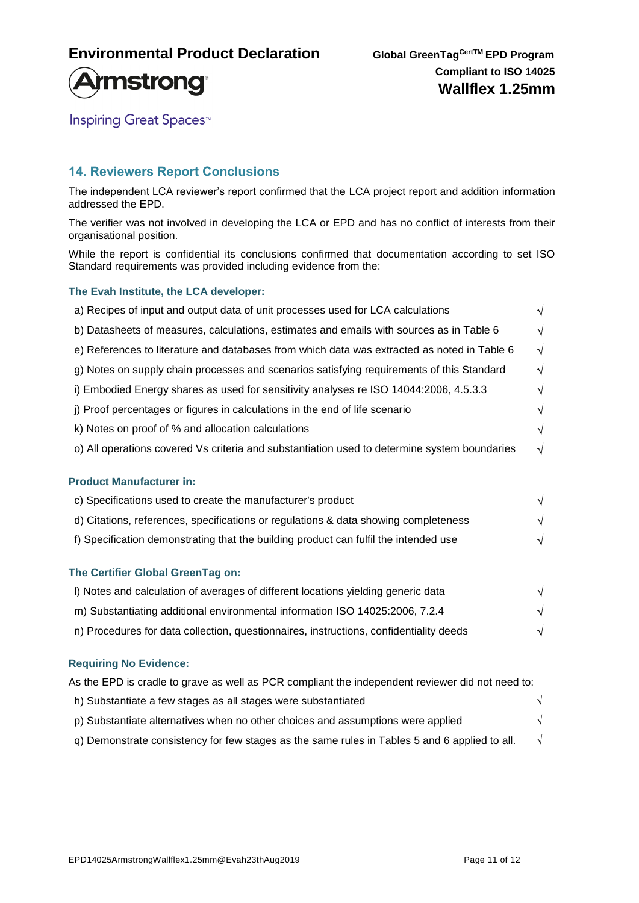## 14. Reviewers Report Conclusions

The independent LCA reviewer's report confirmed that the LCA project report and addition information addressed the EPD.

The verifier was not involved in developing the LCA or EPD and has no conflict of interests from their organisational position.

While the report is confidential its conclusions confirmed that documentation according to set ISO Standard requirements was provided including evidence from the:

### The Evah Institute, the LCA developer:

- a) Recipes of input and output data of unit processes used for LCA calculations √
- b) Datasheets of measures, calculations, estimates and emails with sources as in Table 6 √
- e) References to literature and databases from which data was extracted as noted in Table 6 √
- g) Notes on supply chain processes and scenarios satisfying requirements of this Standard √
- i) Embodied Energy shares as used for sensitivity analyses re ISO 14044:2006, 4.5.3.3 √
- j) Proof percentages or figures in calculations in the end of life scenario √
- k) Notes on proof of % and allocation calculations √
- o) All operations covered Vs criteria and substantiation used to determine system boundaries √

### Product Manufacturer in:

- c) Specifications used to create the manufacturer's product √
- d) Citations, references, specifications or regulations & data showing completeness √
- f) Specification demonstrating that the building product can fulfil the intended use √

### The Certifier Global GreenTag on:

- l) Notes and calculation of averages of different locations yielding generic data √
- m) Substantiating additional environmental information ISO 14025:2006, 7.2.4 √
- n) Procedures for data collection, questionnaires, instructions, confidentiality deeds √

### Requiring No Evidence:

As the EPD is cradle to grave as well as PCR compliant the independent reviewer did not need to:

- h) Substantiate a few stages as all stages were substantiated √
- p) Substantiate alternatives when no other choices and assumptions were applied √
- q) Demonstrate consistency for few stages as the same rules in Tables 5 and 6 applied to all. √

EPD14025ArmstrongWallflex1.25mm@Evah23thAug2019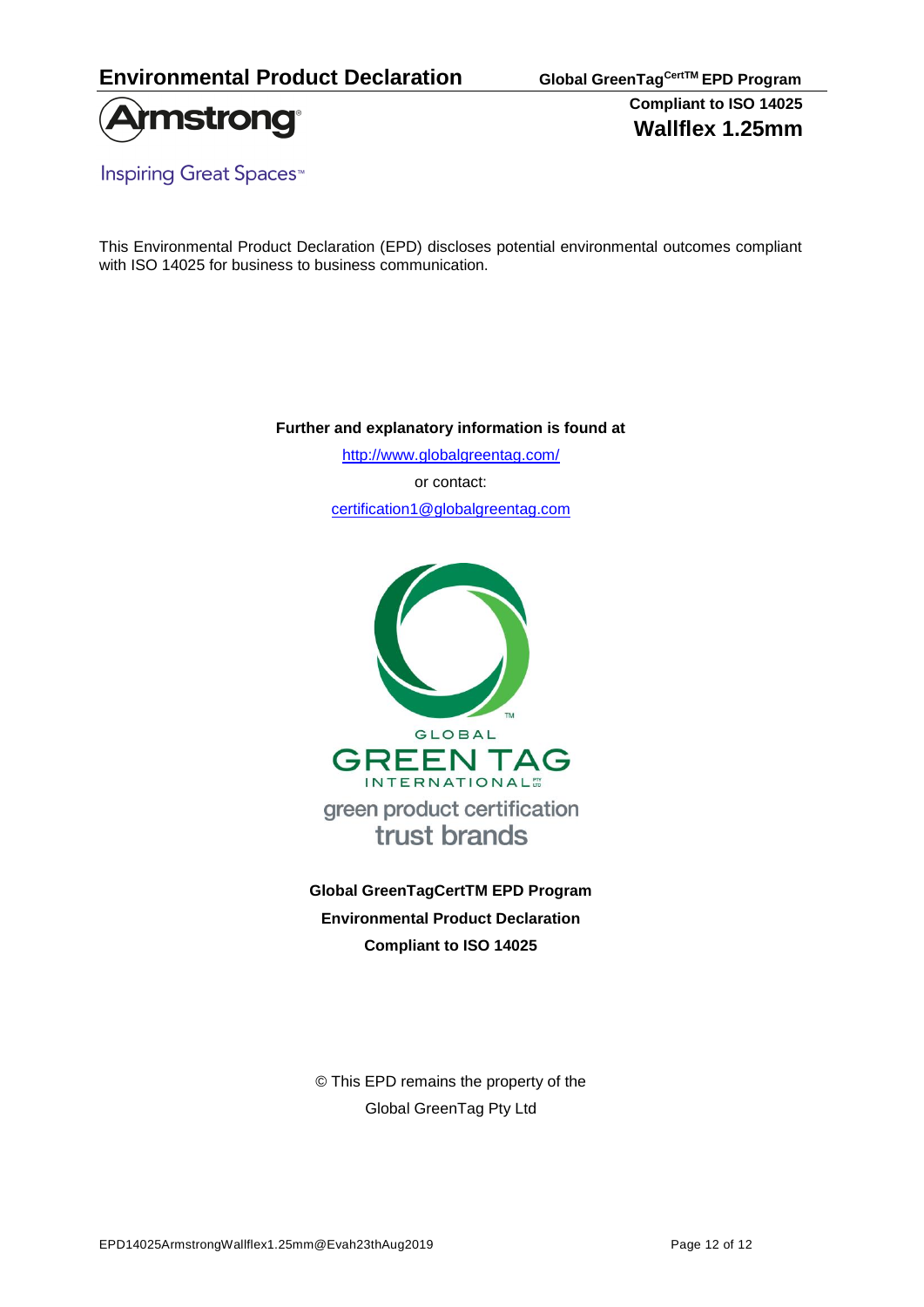This Environmental Product Declaration (EPD) discloses potential environmental outcomes compliant with ISO 14025 for business to business communication.

**Further and explanatory information is found at**

http://www.globalgreentag.com/

or contact:

certification1@globalgreentag.com

GLOBAL
GREEN TAG
INTERNATIONAL
green product certification
trust brands

**Global GreenTagCertTM EPD Program**

**Environmental Product Declaration**

**Compliant to ISO 14025**

© This EPD remains the property of the Global GreenTag Pty Ltd